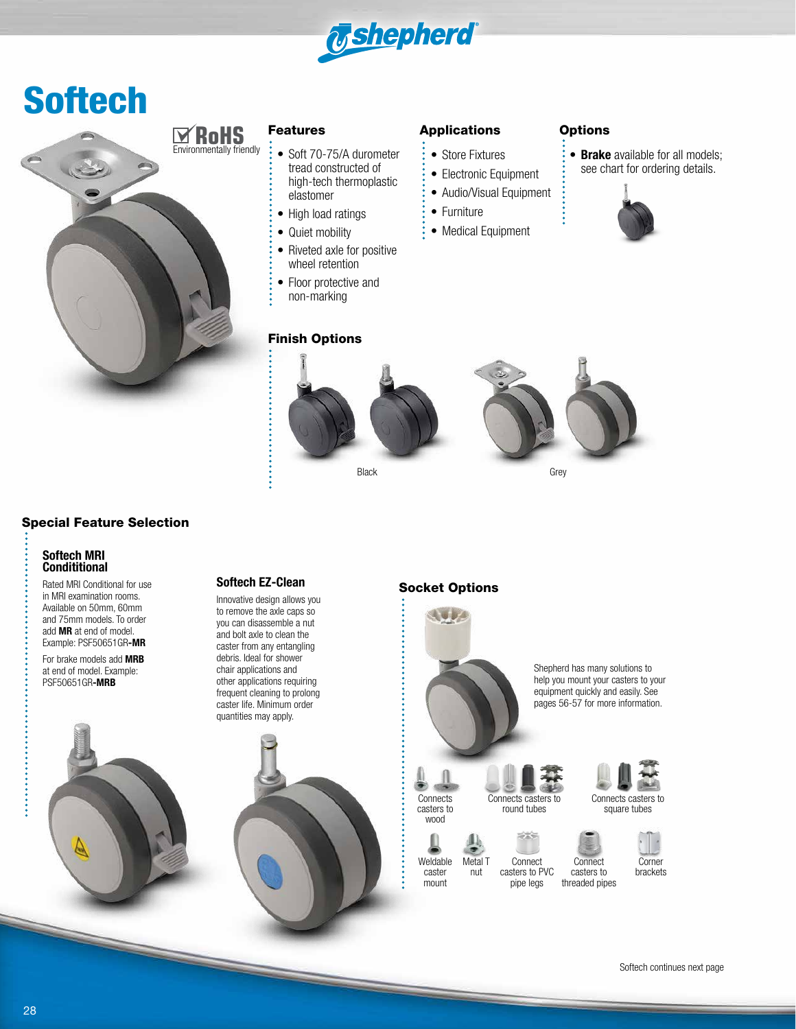# Softech

RoHS
Environmentally friendly

## Features

- Soft 70-75/A durometer tread constructed of high-tech thermoplastic elastomer
- High load ratings
- Quiet mobility
- Riveted axle for positive wheel retention
- Floor protective and non-marking

## Applications

- Store Fixtures
- Electronic Equipment
- Audio/Visual Equipment
- Furniture
- Medical Equipment

## Options

- **Brake** available for all models; see chart for ordering details.

## Finish Options

Black

Grey

## Special Feature Selection

### Softech MRI Condititional

Rated MRI Conditional for use in MRI examination rooms. Available on 50mm, 60mm and 75mm models. To order add **MR** at end of model. Example: PSF50651GR-**MR**

For brake models add **MRB** at end of model. Example: PSF50651GR-**MRB**

### Softech EZ-Clean

Innovative design allows you to remove the axle caps so you can disassemble a nut and bolt axle to clean the caster from any entangling debris. Ideal for shower chair applications and other applications requiring frequent cleaning to prolong caster life. Minimum order quantities may apply.

## Socket Options

Shepherd has many solutions to help you mount your casters to your equipment quickly and easily. See pages 56-57 for more information.

Connects casters to wood

Connects casters to round tubes

Connects casters to square tubes

Weldable caster mount

Metal T nut

Connect casters to PVC pipe legs

Connect casters to threaded pipes

Corner brackets

Softech continues next page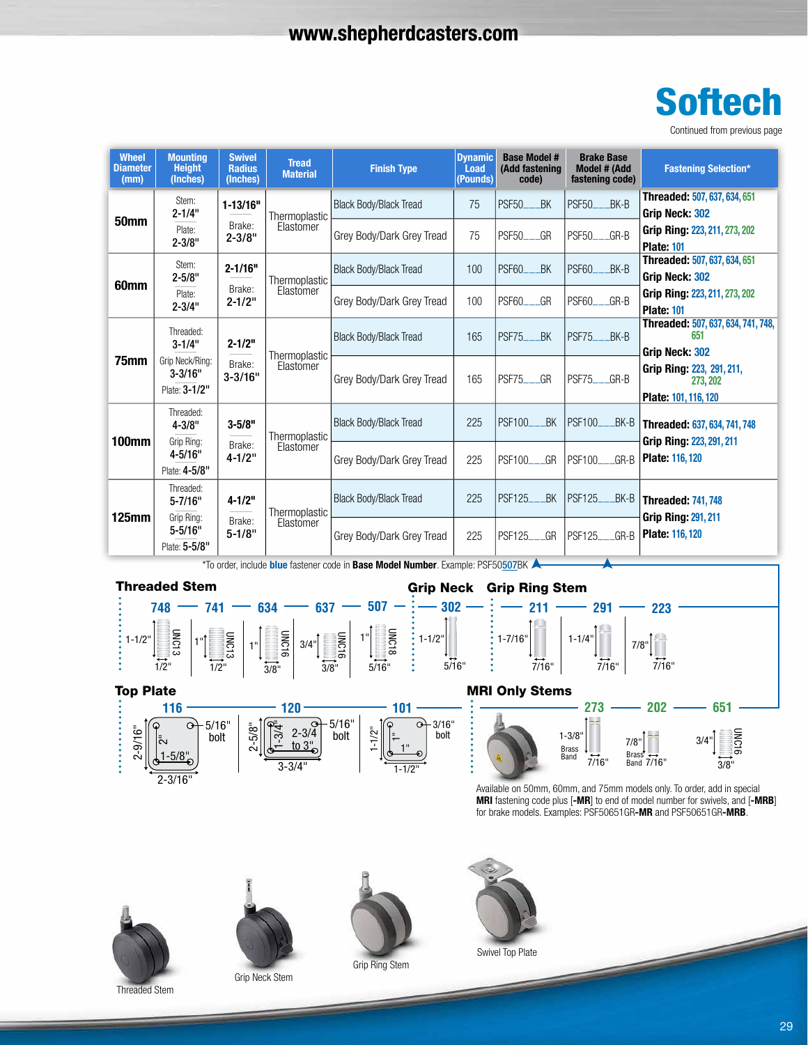www.shepherdcasters.com

# Softech

Continued from previous page

| Wheel Diameter (mm) | Mounting Height (Inches) | Swivel Radius (Inches) | Tread Material | Finish Type | Dynamic Load (Pounds) | Base Model # (Add fastening code) | Brake Base Model # (Add fastening code) | Fastening Selection* |
|---|---|---|---|---|---|---|---|---|
| 50mm | Stem: 2-1/4" Plate: 2-3/8" | 1-13/16" Brake: 2-3/8" | Thermoplastic Elastomer | Black Body/Black Tread | 75 | PSF50___BK | PSF50___BK-B | Threaded: 507, 637, 634, 651 Grip Neck: 302 |
| | | | | Grey Body/Dark Grey Tread | 75 | PSF50___GR | PSF50___GR-B | Grip Ring: 223, 211, 273, 202 Plate: 101 |
| 60mm | Stem: 2-5/8" Plate: 2-3/4" | 2-1/16" Brake: 2-1/2" | Thermoplastic Elastomer | Black Body/Black Tread | 100 | PSF60___BK | PSF60___BK-B | Threaded: 507, 637, 634, 651 Grip Neck: 302 |
| | | | | Grey Body/Dark Grey Tread | 100 | PSF60___GR | PSF60___GR-B | Grip Ring: 223, 211, 273, 202 Plate: 101 |
| 75mm | Threaded: 3-1/4" Grip Neck/Ring: 3-3/16" Plate: 3-1/2" | 2-1/2" Brake: 3-3/16" | Thermoplastic Elastomer | Black Body/Black Tread | 165 | PSF75___BK | PSF75___BK-B | Threaded: 507, 637, 634, 741, 748, 651 Grip Neck: 302 |
| | | | | Grey Body/Dark Grey Tread | 165 | PSF75___GR | PSF75___GR-B | Grip Ring: 223, 291, 211, 273, 202 Plate: 101, 116, 120 |
| 100mm | Threaded: 4-3/8" Grip Ring: 4-5/16" Plate: 4-5/8" | 3-5/8" Brake: 4-1/2" | Thermoplastic Elastomer | Black Body/Black Tread | 225 | PSF100___BK | PSF100___BK-B | Threaded: 637, 634, 741, 748 Grip Ring: 223, 291, 211 |
| | | | | Grey Body/Dark Grey Tread | 225 | PSF100___GR | PSF100___GR-B | Plate: 116, 120 |
| 125mm | Threaded: 5-7/16" Grip Ring: 5-5/16" Plate: 5-5/8" | 4-1/2" Brake: 5-1/8" | Thermoplastic Elastomer | Black Body/Black Tread | 225 | PSF125___BK | PSF125___BK-B | Threaded: 741, 748 Grip Ring: 291, 211 |
| | | | | Grey Body/Dark Grey Tread | 225 | PSF125___GR | PSF125___GR-B | Plate: 116, 120 |

*To order, include **blue** fastener code in **Base Model Number**. Example: PSF50507BK

## Threaded Stem

748 — 1-1/2", UNC13, 1/2"
741 — 1", UNC13, 1/2"
634 — 1", UNC16, 3/8"
637 — 3/4", UNC16, 3/8"
507 — 1", UNC18, 5/16"

## Grip Neck

302 — 1-1/2", 5/16"

## Grip Ring Stem

211 — 1-7/16", 7/16"
291 — 1-1/4", 7/16"
223 — 7/8", 7/16"

## Top Plate

116 — 2-9/16", 2", 1-5/8", 2-3/16", 5/16" bolt
120 — 2-5/8", 1-3/4", 2-3/4 to 3", 3-3/4", 5/16" bolt
101 — 1-1/2", 1", 1", 1-1/2", 3/16" bolt

## MRI Only Stems

273 — 1-3/8", Brass Band, 7/16"
202 — 7/8", Brass Band, 7/16"
651 — 3/4", UNC16, 3/8"

Available on 50mm, 60mm, and 75mm models only. To order, add in special **MRI** fastening code plus [**-MR**] to end of model number for swivels, and [**-MRB**] for brake models. Examples: PSF50651GR-**MR** and PSF50651GR-**MRB**.

Threaded Stem

Grip Neck Stem

Grip Ring Stem

Swivel Top Plate